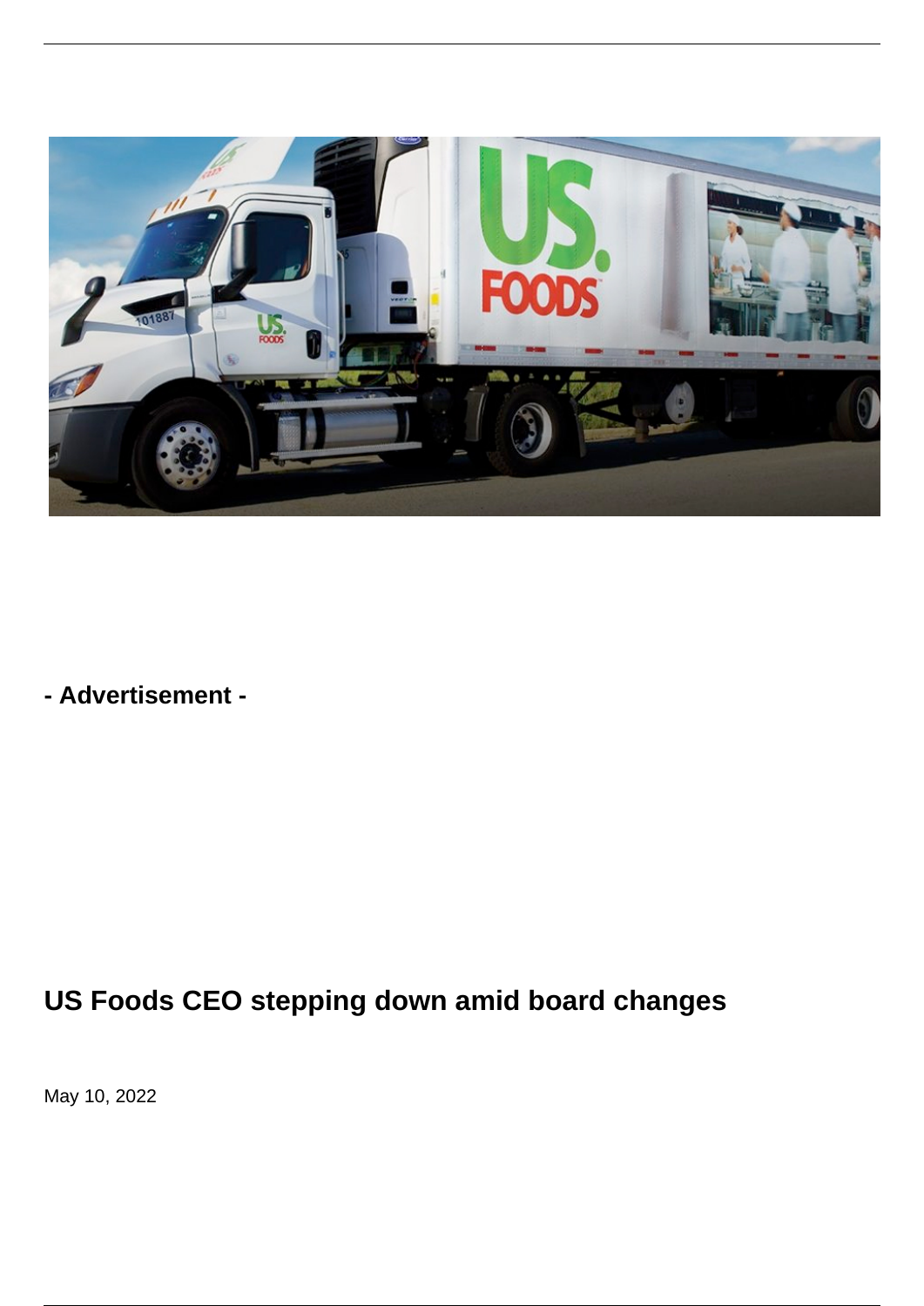- **Advertisement** -

# US Foods CEO stepping down amid board changes

May 10, 2022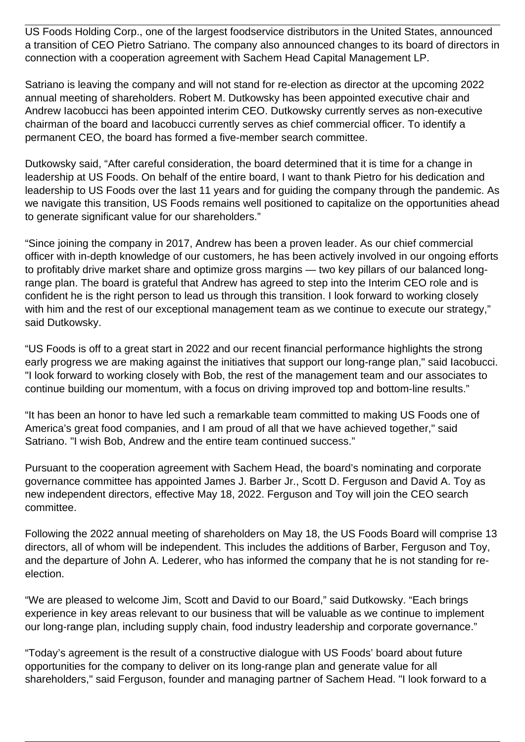US Foods Holding Corp., one of the largest foodservice distributors in the United States, announced a transition of CEO Pietro Satriano. The company also announced changes to its board of directors in connection with a cooperation agreement with Sachem Head Capital Management LP.

Satriano is leaving the company and will not stand for re-election as director at the upcoming 2022 annual meeting of shareholders. Robert M. Dutkowsky has been appointed executive chair and Andrew Iacobucci has been appointed interim CEO. Dutkowsky currently serves as non-executive chairman of the board and Iacobucci currently serves as chief commercial officer. To identify a permanent CEO, the board has formed a five-member search committee.

Dutkowsky said, "After careful consideration, the board determined that it is time for a change in leadership at US Foods. On behalf of the entire board, I want to thank Pietro for his dedication and leadership to US Foods over the last 11 years and for guiding the company through the pandemic. As we navigate this transition, US Foods remains well positioned to capitalize on the opportunities ahead to generate significant value for our shareholders."

"Since joining the company in 2017, Andrew has been a proven leader. As our chief commercial officer with in-depth knowledge of our customers, he has been actively involved in our ongoing efforts to profitably drive market share and optimize gross margins — two key pillars of our balanced long-range plan. The board is grateful that Andrew has agreed to step into the Interim CEO role and is confident he is the right person to lead us through this transition. I look forward to working closely with him and the rest of our exceptional management team as we continue to execute our strategy," said Dutkowsky.

"US Foods is off to a great start in 2022 and our recent financial performance highlights the strong early progress we are making against the initiatives that support our long-range plan," said Iacobucci. "I look forward to working closely with Bob, the rest of the management team and our associates to continue building our momentum, with a focus on driving improved top and bottom-line results."

"It has been an honor to have led such a remarkable team committed to making US Foods one of America's great food companies, and I am proud of all that we have achieved together," said Satriano. "I wish Bob, Andrew and the entire team continued success."

Pursuant to the cooperation agreement with Sachem Head, the board's nominating and corporate governance committee has appointed James J. Barber Jr., Scott D. Ferguson and David A. Toy as new independent directors, effective May 18, 2022. Ferguson and Toy will join the CEO search committee.

Following the 2022 annual meeting of shareholders on May 18, the US Foods Board will comprise 13 directors, all of whom will be independent. This includes the additions of Barber, Ferguson and Toy, and the departure of John A. Lederer, who has informed the company that he is not standing for re-election.

"We are pleased to welcome Jim, Scott and David to our Board," said Dutkowsky. "Each brings experience in key areas relevant to our business that will be valuable as we continue to implement our long-range plan, including supply chain, food industry leadership and corporate governance."

"Today's agreement is the result of a constructive dialogue with US Foods' board about future opportunities for the company to deliver on its long-range plan and generate value for all shareholders," said Ferguson, founder and managing partner of Sachem Head. "I look forward to a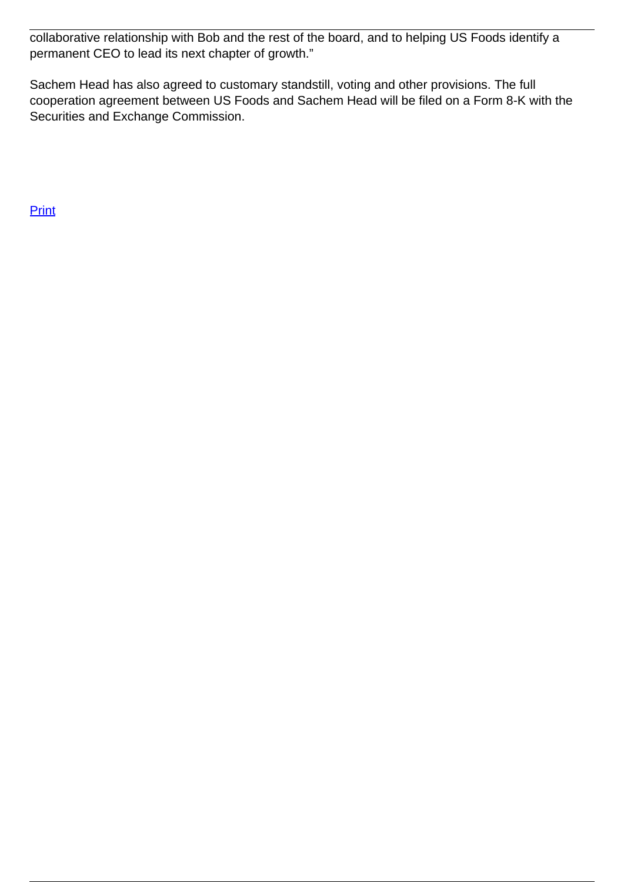collaborative relationship with Bob and the rest of the board, and to helping US Foods identify a permanent CEO to lead its next chapter of growth."

Sachem Head has also agreed to customary standstill, voting and other provisions. The full cooperation agreement between US Foods and Sachem Head will be filed on a Form 8-K with the Securities and Exchange Commission.

Print